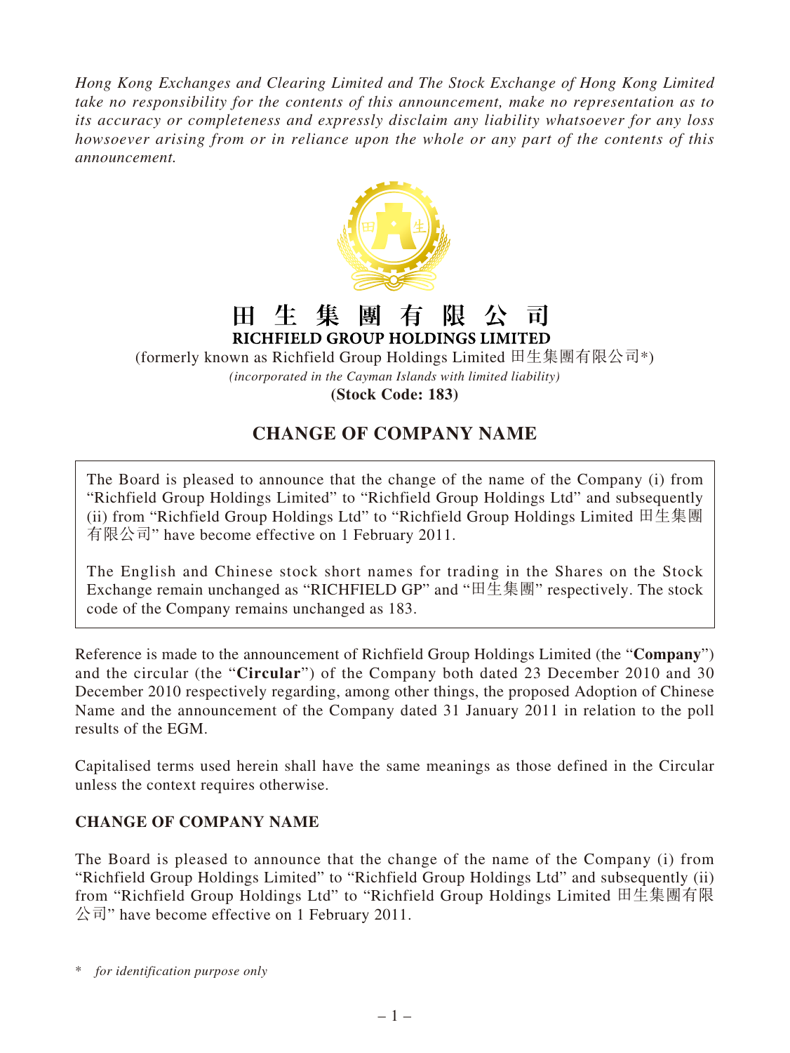*Hong Kong Exchanges and Clearing Limited and The Stock Exchange of Hong Kong Limited take no responsibility for the contents of this announcement, make no representation as to its accuracy or completeness and expressly disclaim any liability whatsoever for any loss howsoever arising from or in reliance upon the whole or any part of the contents of this announcement.*

# 田生集團有限公司
# RICHFIELD GROUP HOLDINGS LIMITED

(formerly known as Richfield Group Holdings Limited 田生集團有限公司*)

*(incorporated in the Cayman Islands with limited liability)*

**(Stock Code: 183)**

## CHANGE OF COMPANY NAME

The Board is pleased to announce that the change of the name of the Company (i) from "Richfield Group Holdings Limited" to "Richfield Group Holdings Ltd" and subsequently (ii) from "Richfield Group Holdings Ltd" to "Richfield Group Holdings Limited 田生集團有限公司" have become effective on 1 February 2011.

The English and Chinese stock short names for trading in the Shares on the Stock Exchange remain unchanged as "RICHFIELD GP" and "田生集團" respectively. The stock code of the Company remains unchanged as 183.

Reference is made to the announcement of Richfield Group Holdings Limited (the "**Company**") and the circular (the "**Circular**") of the Company both dated 23 December 2010 and 30 December 2010 respectively regarding, among other things, the proposed Adoption of Chinese Name and the announcement of the Company dated 31 January 2011 in relation to the poll results of the EGM.

Capitalised terms used herein shall have the same meanings as those defined in the Circular unless the context requires otherwise.

### CHANGE OF COMPANY NAME

The Board is pleased to announce that the change of the name of the Company (i) from "Richfield Group Holdings Limited" to "Richfield Group Holdings Ltd" and subsequently (ii) from "Richfield Group Holdings Ltd" to "Richfield Group Holdings Limited 田生集團有限公司" have become effective on 1 February 2011.

\* *for identification purpose only*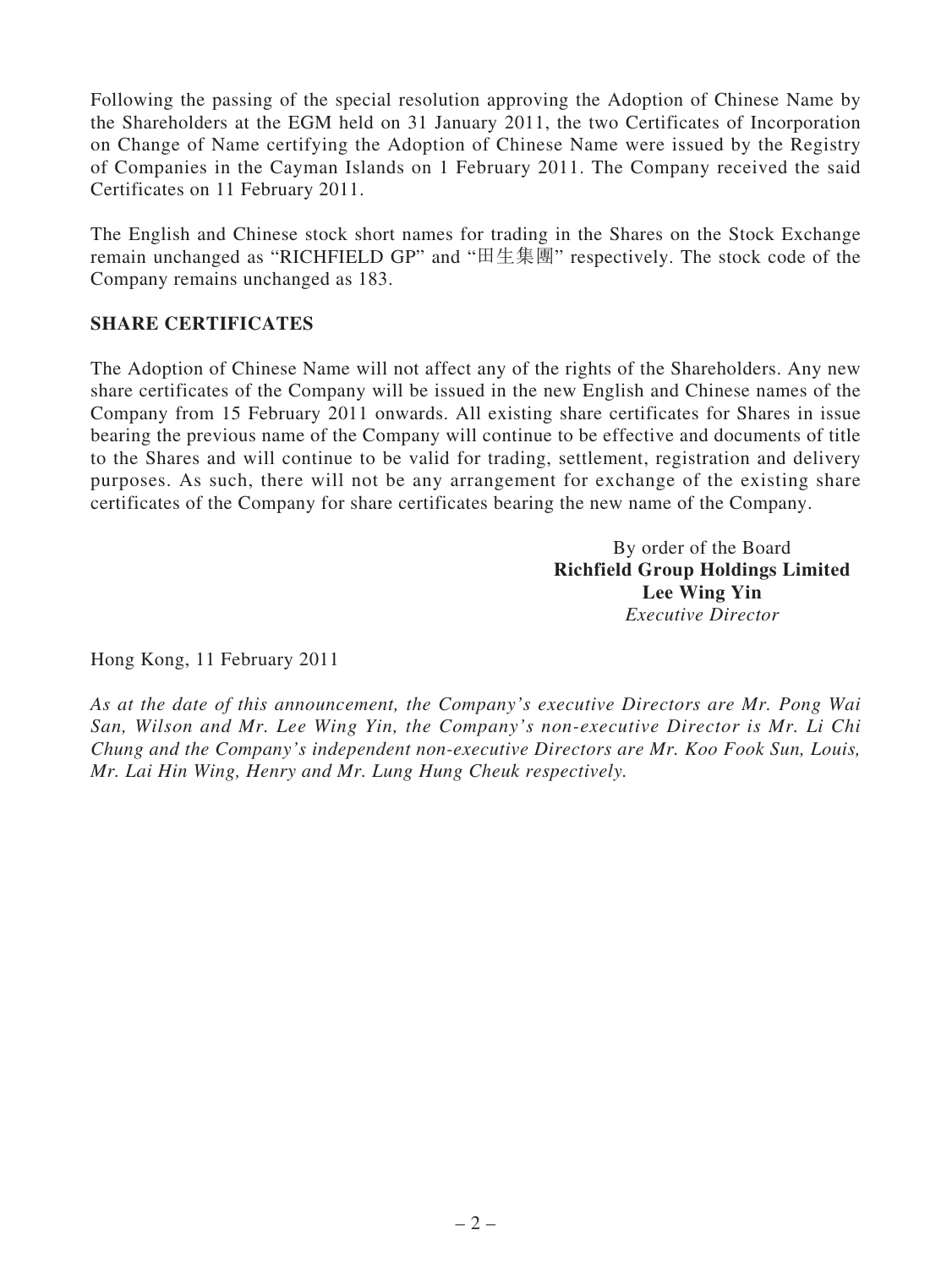Following the passing of the special resolution approving the Adoption of Chinese Name by the Shareholders at the EGM held on 31 January 2011, the two Certificates of Incorporation on Change of Name certifying the Adoption of Chinese Name were issued by the Registry of Companies in the Cayman Islands on 1 February 2011. The Company received the said Certificates on 11 February 2011.

The English and Chinese stock short names for trading in the Shares on the Stock Exchange remain unchanged as "RICHFIELD GP" and "田生集團" respectively. The stock code of the Company remains unchanged as 183.

## SHARE CERTIFICATES

The Adoption of Chinese Name will not affect any of the rights of the Shareholders. Any new share certificates of the Company will be issued in the new English and Chinese names of the Company from 15 February 2011 onwards. All existing share certificates for Shares in issue bearing the previous name of the Company will continue to be effective and documents of title to the Shares and will continue to be valid for trading, settlement, registration and delivery purposes. As such, there will not be any arrangement for exchange of the existing share certificates of the Company for share certificates bearing the new name of the Company.

By order of the Board
**Richfield Group Holdings Limited**
**Lee Wing Yin**
*Executive Director*

Hong Kong, 11 February 2011

*As at the date of this announcement, the Company's executive Directors are Mr. Pong Wai San, Wilson and Mr. Lee Wing Yin, the Company's non-executive Director is Mr. Li Chi Chung and the Company's independent non-executive Directors are Mr. Koo Fook Sun, Louis, Mr. Lai Hin Wing, Henry and Mr. Lung Hung Cheuk respectively.*